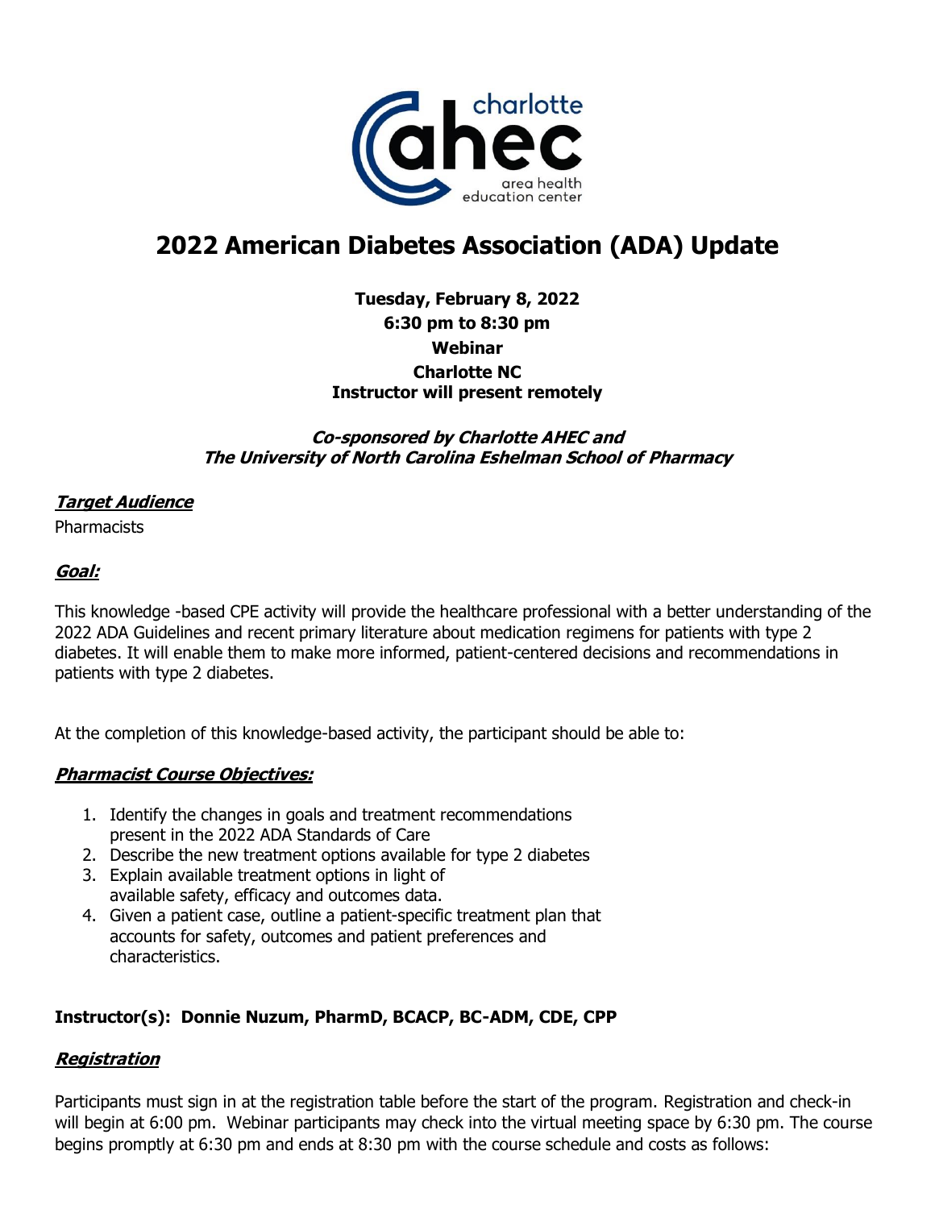charlotte ahec area health education center

# 2022 American Diabetes Association (ADA) Update

**Tuesday, February 8, 2022**
**6:30 pm to 8:30 pm**
**Webinar**
**Charlotte NC**
**Instructor will present remotely**

***Co-sponsored by Charlotte AHEC and***
***The University of North Carolina Eshelman School of Pharmacy***

## ***Target Audience***

Pharmacists

## ***Goal:***

This knowledge -based CPE activity will provide the healthcare professional with a better understanding of the 2022 ADA Guidelines and recent primary literature about medication regimens for patients with type 2 diabetes. It will enable them to make more informed, patient-centered decisions and recommendations in patients with type 2 diabetes.

At the completion of this knowledge-based activity, the participant should be able to:

## ***Pharmacist Course Objectives:***

1. Identify the changes in goals and treatment recommendations present in the 2022 ADA Standards of Care
2. Describe the new treatment options available for type 2 diabetes
3. Explain available treatment options in light of available safety, efficacy and outcomes data.
4. Given a patient case, outline a patient-specific treatment plan that accounts for safety, outcomes and patient preferences and characteristics.

**Instructor(s): Donnie Nuzum, PharmD, BCACP, BC-ADM, CDE, CPP**

## ***Registration***

Participants must sign in at the registration table before the start of the program. Registration and check-in will begin at 6:00 pm. Webinar participants may check into the virtual meeting space by 6:30 pm. The course begins promptly at 6:30 pm and ends at 8:30 pm with the course schedule and costs as follows: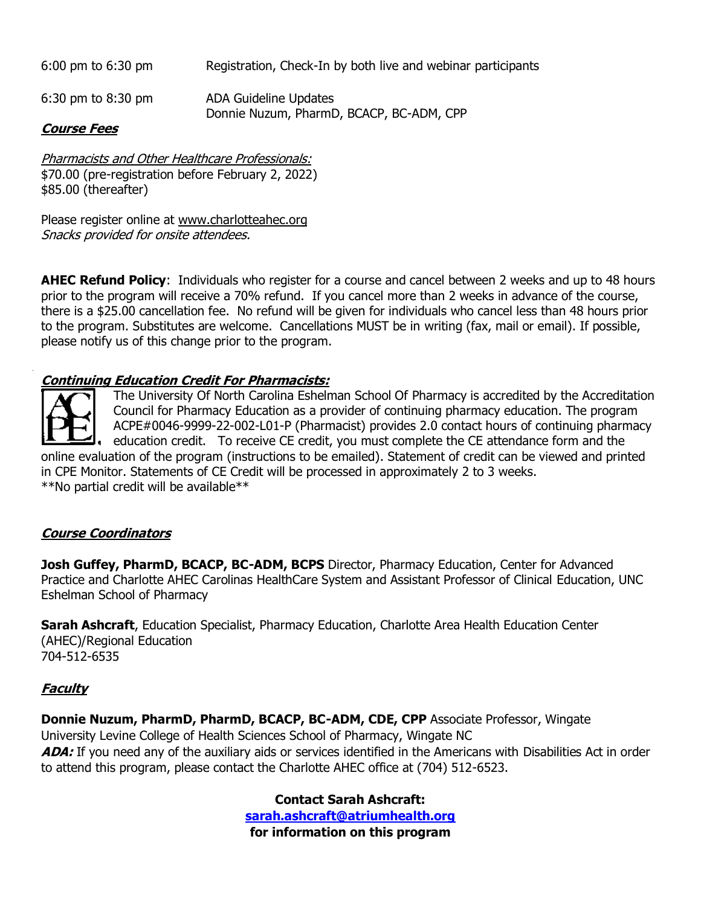| | |
|---|---|
| 6:00 pm to 6:30 pm | Registration, Check-In by both live and webinar participants |
| 6:30 pm to 8:30 pm | ADA Guideline Updates<br>Donnie Nuzum, PharmD, BCACP, BC-ADM, CPP |

## ***Course Fees***

*Pharmacists and Other Healthcare Professionals:*
$70.00 (pre-registration before February 2, 2022)
$85.00 (thereafter)

Please register online at www.charlotteahec.org
*Snacks provided for onsite attendees.*

**AHEC Refund Policy**: Individuals who register for a course and cancel between 2 weeks and up to 48 hours prior to the program will receive a 70% refund. If you cancel more than 2 weeks in advance of the course, there is a $25.00 cancellation fee. No refund will be given for individuals who cancel less than 48 hours prior to the program. Substitutes are welcome. Cancellations MUST be in writing (fax, mail or email). If possible, please notify us of this change prior to the program.

## ***Continuing Education Credit For Pharmacists:***

The University Of North Carolina Eshelman School Of Pharmacy is accredited by the Accreditation Council for Pharmacy Education as a provider of continuing pharmacy education. The program ACPE#0046-9999-22-002-L01-P (Pharmacist) provides 2.0 contact hours of continuing pharmacy education credit. To receive CE credit, you must complete the CE attendance form and the online evaluation of the program (instructions to be emailed). Statement of credit can be viewed and printed in CPE Monitor. Statements of CE Credit will be processed in approximately 2 to 3 weeks.
**No partial credit will be available**

## ***Course Coordinators***

**Josh Guffey, PharmD, BCACP, BC-ADM, BCPS** Director, Pharmacy Education, Center for Advanced Practice and Charlotte AHEC Carolinas HealthCare System and Assistant Professor of Clinical Education, UNC Eshelman School of Pharmacy

**Sarah Ashcraft**, Education Specialist, Pharmacy Education, Charlotte Area Health Education Center (AHEC)/Regional Education
704-512-6535

## ***Faculty***

**Donnie Nuzum, PharmD, PharmD, BCACP, BC-ADM, CDE, CPP** Associate Professor, Wingate University Levine College of Health Sciences School of Pharmacy, Wingate NC

***ADA:*** If you need any of the auxiliary aids or services identified in the Americans with Disabilities Act in order to attend this program, please contact the Charlotte AHEC office at (704) 512-6523.

**Contact Sarah Ashcraft:**
**sarah.ashcraft@atriumhealth.org**
**for information on this program**